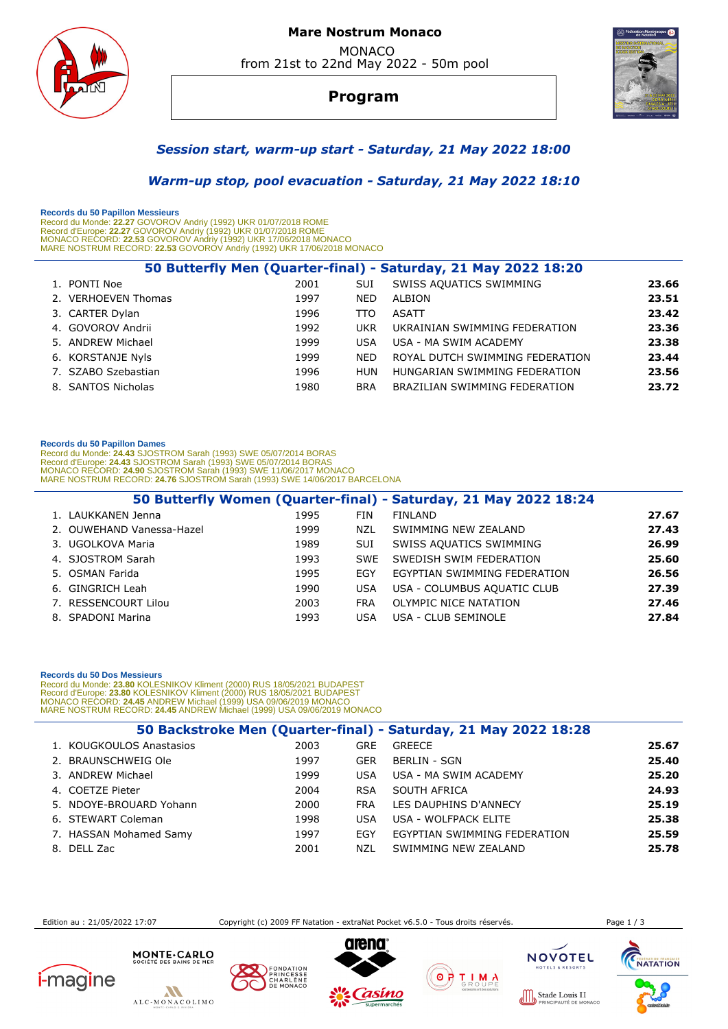# Mare Nostrum Monaco

MONACO
from 21st to 22nd May 2022 - 50m pool

## Program

### *Session start, warm-up start - Saturday, 21 May 2022 18:00*

### *Warm-up stop, pool evacuation - Saturday, 21 May 2022 18:10*

**Records du 50 Papillon Messieurs**
Record du Monde: **22.27** GOVOROV Andriy (1992) UKR 01/07/2018 ROME
Record d'Europe: **22.27** GOVOROV Andriy (1992) UKR 01/07/2018 ROME
MONACO RECORD: **22.53** GOVOROV Andriy (1992) UKR 17/06/2018 MONACO
MARE NOSTRUM RECORD: **22.53** GOVOROV Andriy (1992) UKR 17/06/2018 MONACO

### 50 Butterfly Men (Quarter-final) - Saturday, 21 May 2022 18:20

| | Name | Year | Nation | Club | Time |
|---|---|---|---|---|---|
| 1. | PONTI Noe | 2001 | SUI | SWISS AQUATICS SWIMMING | **23.66** |
| 2. | VERHOEVEN Thomas | 1997 | NED | ALBION | **23.51** |
| 3. | CARTER Dylan | 1996 | TTO | ASATT | **23.42** |
| 4. | GOVOROV Andrii | 1992 | UKR | UKRAINIAN SWIMMING FEDERATION | **23.36** |
| 5. | ANDREW Michael | 1999 | USA | USA - MA SWIM ACADEMY | **23.38** |
| 6. | KORSTANJE Nyls | 1999 | NED | ROYAL DUTCH SWIMMING FEDERATION | **23.44** |
| 7. | SZABO Szebastian | 1996 | HUN | HUNGARIAN SWIMMING FEDERATION | **23.56** |
| 8. | SANTOS Nicholas | 1980 | BRA | BRAZILIAN SWIMMING FEDERATION | **23.72** |

**Records du 50 Papillon Dames**
Record du Monde: **24.43** SJOSTROM Sarah (1993) SWE 05/07/2014 BORAS
Record d'Europe: **24.43** SJOSTROM Sarah (1993) SWE 05/07/2014 BORAS
MONACO RECORD: **24.90** SJOSTROM Sarah (1993) SWE 11/06/2017 MONACO
MARE NOSTRUM RECORD: **24.76** SJOSTROM Sarah (1993) SWE 14/06/2017 BARCELONA

### 50 Butterfly Women (Quarter-final) - Saturday, 21 May 2022 18:24

| | Name | Year | Nation | Club | Time |
|---|---|---|---|---|---|
| 1. | LAUKKANEN Jenna | 1995 | FIN | FINLAND | **27.67** |
| 2. | OUWEHAND Vanessa-Hazel | 1999 | NZL | SWIMMING NEW ZEALAND | **27.43** |
| 3. | UGOLKOVA Maria | 1989 | SUI | SWISS AQUATICS SWIMMING | **26.99** |
| 4. | SJOSTROM Sarah | 1993 | SWE | SWEDISH SWIM FEDERATION | **25.60** |
| 5. | OSMAN Farida | 1995 | EGY | EGYPTIAN SWIMMING FEDERATION | **26.56** |
| 6. | GINGRICH Leah | 1990 | USA | USA - COLUMBUS AQUATIC CLUB | **27.39** |
| 7. | RESSENCOURT Lilou | 2003 | FRA | OLYMPIC NICE NATATION | **27.46** |
| 8. | SPADONI Marina | 1993 | USA | USA - CLUB SEMINOLE | **27.84** |

**Records du 50 Dos Messieurs**
Record du Monde: **23.80** KOLESNIKOV Kliment (2000) RUS 18/05/2021 BUDAPEST
Record d'Europe: **23.80** KOLESNIKOV Kliment (2000) RUS 18/05/2021 BUDAPEST
MONACO RECORD: **24.45** ANDREW Michael (1999) USA 09/06/2019 MONACO
MARE NOSTRUM RECORD: **24.45** ANDREW Michael (1999) USA 09/06/2019 MONACO

### 50 Backstroke Men (Quarter-final) - Saturday, 21 May 2022 18:28

| | Name | Year | Nation | Club | Time |
|---|---|---|---|---|---|
| 1. | KOUGKOULOS Anastasios | 2003 | GRE | GREECE | **25.67** |
| 2. | BRAUNSCHWEIG Ole | 1997 | GER | BERLIN - SGN | **25.40** |
| 3. | ANDREW Michael | 1999 | USA | USA - MA SWIM ACADEMY | **25.20** |
| 4. | COETZE Pieter | 2004 | RSA | SOUTH AFRICA | **24.93** |
| 5. | NDOYE-BROUARD Yohann | 2000 | FRA | LES DAUPHINS D'ANNECY | **25.19** |
| 6. | STEWART Coleman | 1998 | USA | USA - WOLFPACK ELITE | **25.38** |
| 7. | HASSAN Mohamed Samy | 1997 | EGY | EGYPTIAN SWIMMING FEDERATION | **25.59** |
| 8. | DELL Zac | 2001 | NZL | SWIMMING NEW ZEALAND | **25.78** |

Edition au : 21/05/2022 17:07 — Copyright (c) 2009 FF Natation - extraNat Pocket v6.5.0 - Tous droits réservés.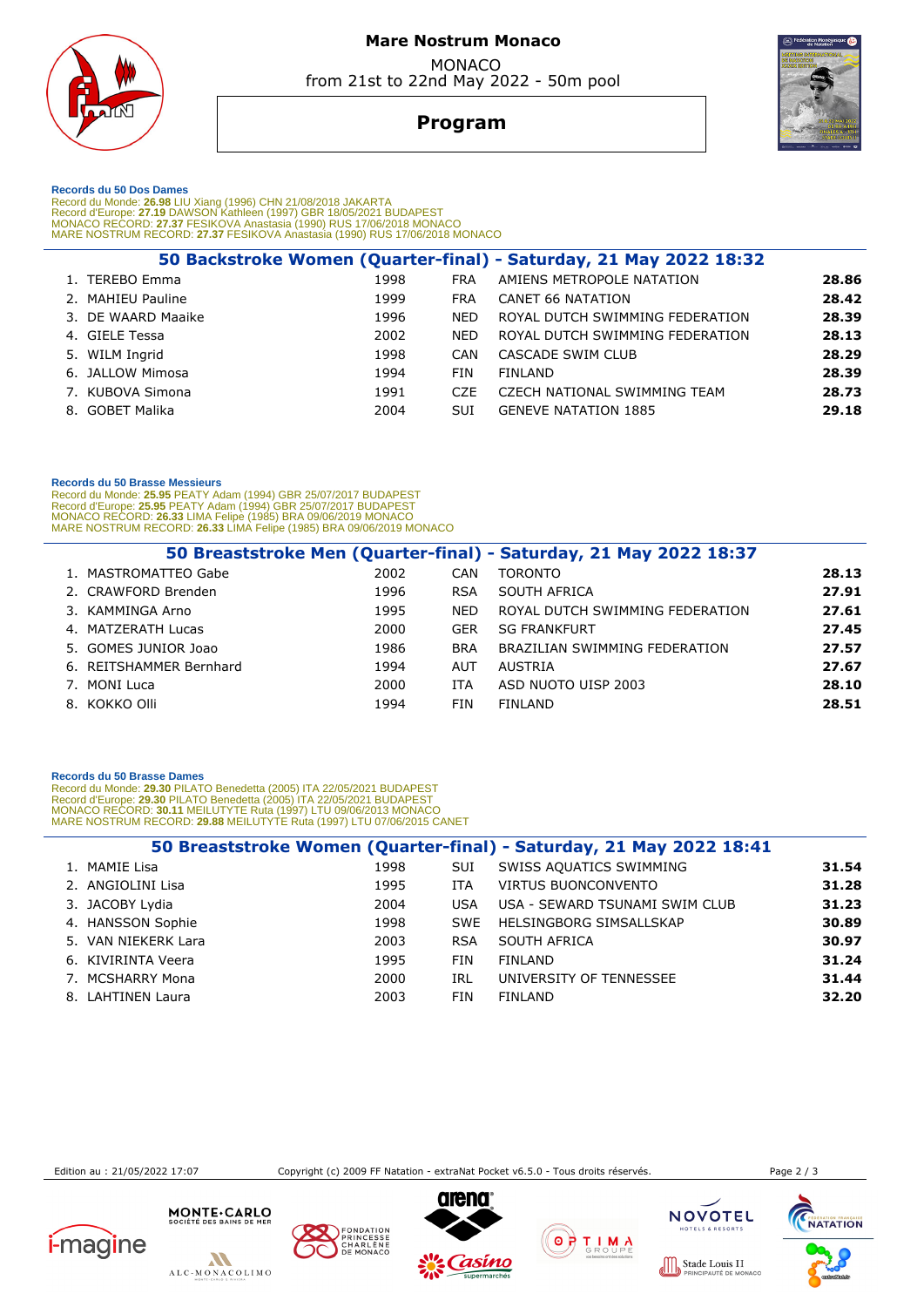# Mare Nostrum Monaco

MONACO
from 21st to 22nd May 2022 - 50m pool

## Program

**Records du 50 Dos Dames**
Record du Monde: **26.98** LIU Xiang (1996) CHN 21/08/2018 JAKARTA
Record d'Europe: **27.19** DAWSON Kathleen (1997) GBR 18/05/2021 BUDAPEST
MONACO RECORD: **27.37** FESIKOVA Anastasia (1990) RUS 17/06/2018 MONACO
MARE NOSTRUM RECORD: **27.37** FESIKOVA Anastasia (1990) RUS 17/06/2018 MONACO

### 50 Backstroke Women (Quarter-final) - Saturday, 21 May 2022 18:32

| | Name | Year | Nat | Club | Time |
|---|---|---|---|---|---|
| 1. | TEREBO Emma | 1998 | FRA | AMIENS METROPOLE NATATION | **28.86** |
| 2. | MAHIEU Pauline | 1999 | FRA | CANET 66 NATATION | **28.42** |
| 3. | DE WAARD Maaike | 1996 | NED | ROYAL DUTCH SWIMMING FEDERATION | **28.39** |
| 4. | GIELE Tessa | 2002 | NED | ROYAL DUTCH SWIMMING FEDERATION | **28.13** |
| 5. | WILM Ingrid | 1998 | CAN | CASCADE SWIM CLUB | **28.29** |
| 6. | JALLOW Mimosa | 1994 | FIN | FINLAND | **28.39** |
| 7. | KUBOVA Simona | 1991 | CZE | CZECH NATIONAL SWIMMING TEAM | **28.73** |
| 8. | GOBET Malika | 2004 | SUI | GENEVE NATATION 1885 | **29.18** |

**Records du 50 Brasse Messieurs**
Record du Monde: **25.95** PEATY Adam (1994) GBR 25/07/2017 BUDAPEST
Record d'Europe: **25.95** PEATY Adam (1994) GBR 25/07/2017 BUDAPEST
MONACO RECORD: **26.33** LIMA Felipe (1985) BRA 09/06/2019 MONACO
MARE NOSTRUM RECORD: **26.33** LIMA Felipe (1985) BRA 09/06/2019 MONACO

### 50 Breaststroke Men (Quarter-final) - Saturday, 21 May 2022 18:37

| | Name | Year | Nat | Club | Time |
|---|---|---|---|---|---|
| 1. | MASTROMATTEO Gabe | 2002 | CAN | TORONTO | **28.13** |
| 2. | CRAWFORD Brenden | 1996 | RSA | SOUTH AFRICA | **27.91** |
| 3. | KAMMINGA Arno | 1995 | NED | ROYAL DUTCH SWIMMING FEDERATION | **27.61** |
| 4. | MATZERATH Lucas | 2000 | GER | SG FRANKFURT | **27.45** |
| 5. | GOMES JUNIOR Joao | 1986 | BRA | BRAZILIAN SWIMMING FEDERATION | **27.57** |
| 6. | REITSHAMMER Bernhard | 1994 | AUT | AUSTRIA | **27.67** |
| 7. | MONI Luca | 2000 | ITA | ASD NUOTO UISP 2003 | **28.10** |
| 8. | KOKKO Olli | 1994 | FIN | FINLAND | **28.51** |

**Records du 50 Brasse Dames**
Record du Monde: **29.30** PILATO Benedetta (2005) ITA 22/05/2021 BUDAPEST
Record d'Europe: **29.30** PILATO Benedetta (2005) ITA 22/05/2021 BUDAPEST
MONACO RECORD: **30.11** MEILUTYTE Ruta (1997) LTU 09/06/2013 MONACO
MARE NOSTRUM RECORD: **29.88** MEILUTYTE Ruta (1997) LTU 07/06/2015 CANET

### 50 Breaststroke Women (Quarter-final) - Saturday, 21 May 2022 18:41

| | Name | Year | Nat | Club | Time |
|---|---|---|---|---|---|
| 1. | MAMIE Lisa | 1998 | SUI | SWISS AQUATICS SWIMMING | **31.54** |
| 2. | ANGIOLINI Lisa | 1995 | ITA | VIRTUS BUONCONVENTO | **31.28** |
| 3. | JACOBY Lydia | 2004 | USA | USA - SEWARD TSUNAMI SWIM CLUB | **31.23** |
| 4. | HANSSON Sophie | 1998 | SWE | HELSINGBORG SIMSALLSKAP | **30.89** |
| 5. | VAN NIEKERK Lara | 2003 | RSA | SOUTH AFRICA | **30.97** |
| 6. | KIVIRINTA Veera | 1995 | FIN | FINLAND | **31.24** |
| 7. | MCSHARRY Mona | 2000 | IRL | UNIVERSITY OF TENNESSEE | **31.44** |
| 8. | LAHTINEN Laura | 2003 | FIN | FINLAND | **32.20** |

Edition au : 21/05/2022 17:07 Copyright (c) 2009 FF Natation - extraNat Pocket v6.5.0 - Tous droits réservés.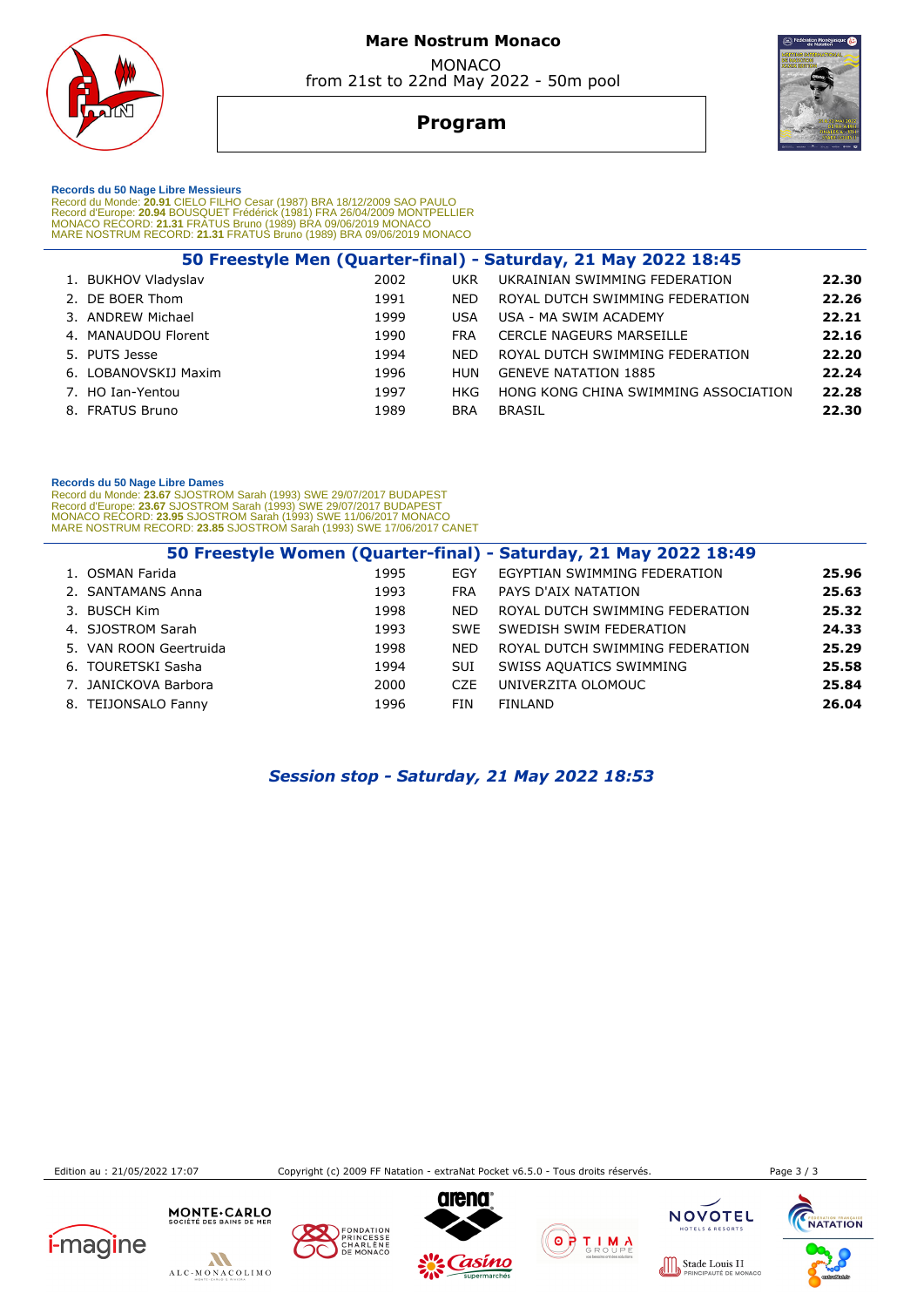# Mare Nostrum Monaco

MONACO
from 21st to 22nd May 2022 - 50m pool

## Program

**Records du 50 Nage Libre Messieurs**
Record du Monde: **20.91** CIELO FILHO Cesar (1987) BRA 18/12/2009 SAO PAULO
Record d'Europe: **20.94** BOUSQUET Frédérick (1981) FRA 26/04/2009 MONTPELLIER
MONACO RECORD: **21.31** FRATUS Bruno (1989) BRA 09/06/2019 MONACO
MARE NOSTRUM RECORD: **21.31** FRATUS Bruno (1989) BRA 09/06/2019 MONACO

### 50 Freestyle Men (Quarter-final) - Saturday, 21 May 2022 18:45

| | | | | | |
|---|---|---|---|---|---|
| 1. | BUKHOV Vladyslav | 2002 | UKR | UKRAINIAN SWIMMING FEDERATION | **22.30** |
| 2. | DE BOER Thom | 1991 | NED | ROYAL DUTCH SWIMMING FEDERATION | **22.26** |
| 3. | ANDREW Michael | 1999 | USA | USA - MA SWIM ACADEMY | **22.21** |
| 4. | MANAUDOU Florent | 1990 | FRA | CERCLE NAGEURS MARSEILLE | **22.16** |
| 5. | PUTS Jesse | 1994 | NED | ROYAL DUTCH SWIMMING FEDERATION | **22.20** |
| 6. | LOBANOVSKIJ Maxim | 1996 | HUN | GENEVE NATATION 1885 | **22.24** |
| 7. | HO Ian-Yentou | 1997 | HKG | HONG KONG CHINA SWIMMING ASSOCIATION | **22.28** |
| 8. | FRATUS Bruno | 1989 | BRA | BRASIL | **22.30** |

**Records du 50 Nage Libre Dames**
Record du Monde: **23.67** SJOSTROM Sarah (1993) SWE 29/07/2017 BUDAPEST
Record d'Europe: **23.67** SJOSTROM Sarah (1993) SWE 29/07/2017 BUDAPEST
MONACO RECORD: **23.95** SJOSTROM Sarah (1993) SWE 11/06/2017 MONACO
MARE NOSTRUM RECORD: **23.85** SJOSTROM Sarah (1993) SWE 17/06/2017 CANET

### 50 Freestyle Women (Quarter-final) - Saturday, 21 May 2022 18:49

| | | | | | |
|---|---|---|---|---|---|
| 1. | OSMAN Farida | 1995 | EGY | EGYPTIAN SWIMMING FEDERATION | **25.96** |
| 2. | SANTAMANS Anna | 1993 | FRA | PAYS D'AIX NATATION | **25.63** |
| 3. | BUSCH Kim | 1998 | NED | ROYAL DUTCH SWIMMING FEDERATION | **25.32** |
| 4. | SJOSTROM Sarah | 1993 | SWE | SWEDISH SWIM FEDERATION | **24.33** |
| 5. | VAN ROON Geertruida | 1998 | NED | ROYAL DUTCH SWIMMING FEDERATION | **25.29** |
| 6. | TOURETSKI Sasha | 1994 | SUI | SWISS AQUATICS SWIMMING | **25.58** |
| 7. | JANICKOVA Barbora | 2000 | CZE | UNIVERZITA OLOMOUC | **25.84** |
| 8. | TEIJONSALO Fanny | 1996 | FIN | FINLAND | **26.04** |

***Session stop - Saturday, 21 May 2022 18:53***

Edition au : 21/05/2022 17:07 Copyright (c) 2009 FF Natation - extraNat Pocket v6.5.0 - Tous droits réservés.